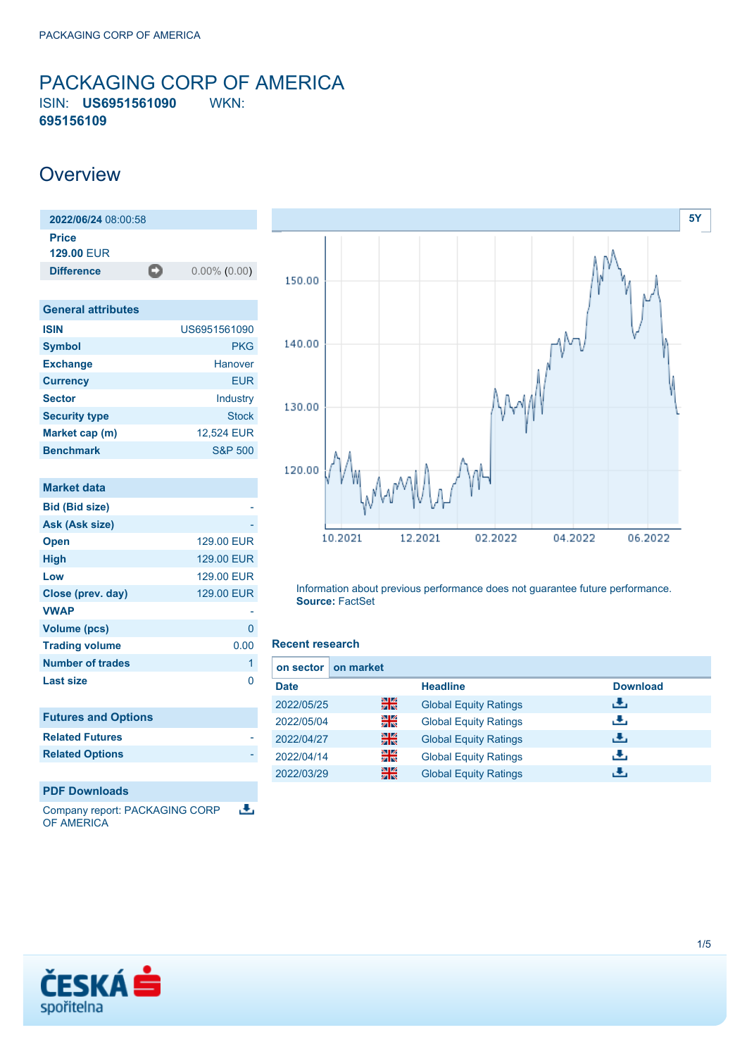# PACKAGING CORP OF AMERICA

ISIN: **US6951561090** WKN: **695156109**

## Overview

| **2022/06/24** 08:00:58 | |
|---|---|
| **Price** | |
| **129.00** EUR | |
| **Difference** | 0.00% (0.00) |

| General attributes | |
|---|---|
| **ISIN** | US6951561090 |
| **Symbol** | PKG |
| **Exchange** | Hanover |
| **Currency** | EUR |
| **Sector** | Industry |
| **Security type** | Stock |
| **Market cap (m)** | 12,524 EUR |
| **Benchmark** | S&P 500 |

| Market data | |
|---|---|
| **Bid (Bid size)** | - |
| **Ask (Ask size)** | - |
| **Open** | 129.00 EUR |
| **High** | 129.00 EUR |
| **Low** | 129.00 EUR |
| **Close (prev. day)** | 129.00 EUR |
| **VWAP** | - |
| **Volume (pcs)** | 0 |
| **Trading volume** | 0.00 |
| **Number of trades** | 1 |
| **Last size** | 0 |

| Futures and Options | |
|---|---|
| **Related Futures** | - |
| **Related Options** | - |

| PDF Downloads |
|---|
| Company report: PACKAGING CORP OF AMERICA |

Information about previous performance does not guarantee future performance.
**Source:** FactSet

### Recent research

| Date | Headline | Download |
|---|---|---|
| 2022/05/25 | Global Equity Ratings | |
| 2022/05/04 | Global Equity Ratings | |
| 2022/04/27 | Global Equity Ratings | |
| 2022/04/14 | Global Equity Ratings | |
| 2022/03/29 | Global Equity Ratings | |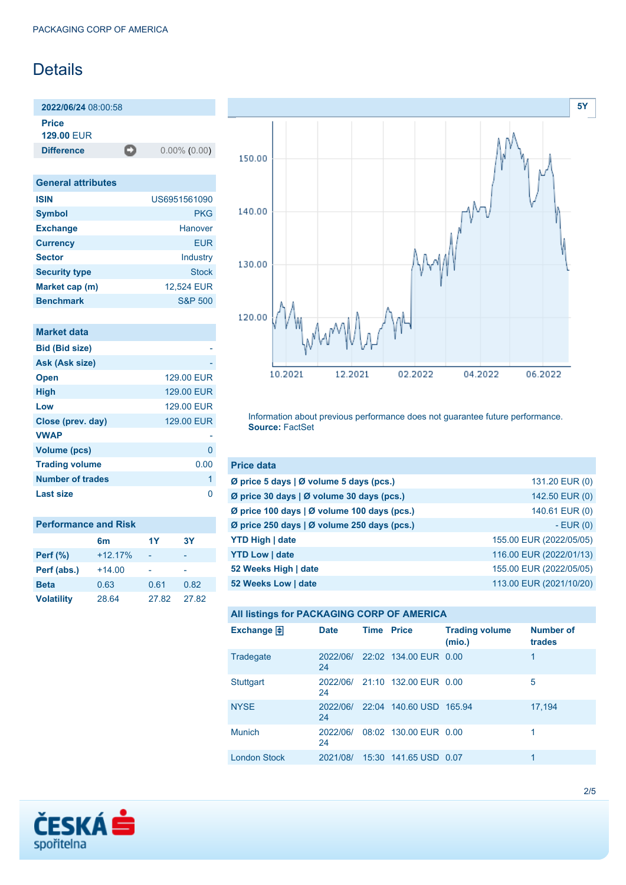# Details

**2022/06/24** 08:00:58

**Price**
**129.00** EUR

**Difference** 0.00% (0.00)

| General attributes | |
|---|---|
| **ISIN** | US6951561090 |
| **Symbol** | PKG |
| **Exchange** | Hanover |
| **Currency** | EUR |
| **Sector** | Industry |
| **Security type** | Stock |
| **Market cap (m)** | 12,524 EUR |
| **Benchmark** | S&P 500 |

| Market data | |
|---|---|
| **Bid (Bid size)** | - |
| **Ask (Ask size)** | - |
| **Open** | 129.00 EUR |
| **High** | 129.00 EUR |
| **Low** | 129.00 EUR |
| **Close (prev. day)** | 129.00 EUR |
| **VWAP** | - |
| **Volume (pcs)** | 0 |
| **Trading volume** | 0.00 |
| **Number of trades** | 1 |
| **Last size** | 0 |

**Performance and Risk**

| | 6m | 1Y | 3Y |
|---|---|---|---|
| **Perf (%)** | +12.17% | - | - |
| **Perf (abs.)** | +14.00 | - | - |
| **Beta** | 0.63 | 0.61 | 0.82 |
| **Volatility** | 28.64 | 27.82 | 27.82 |

Information about previous performance does not guarantee future performance.
**Source:** FactSet

| Price data | |
|---|---|
| **Ø price 5 days \| Ø volume 5 days (pcs.)** | 131.20 EUR (0) |
| **Ø price 30 days \| Ø volume 30 days (pcs.)** | 142.50 EUR (0) |
| **Ø price 100 days \| Ø volume 100 days (pcs.)** | 140.61 EUR (0) |
| **Ø price 250 days \| Ø volume 250 days (pcs.)** | - EUR (0) |
| **YTD High \| date** | 155.00 EUR (2022/05/05) |
| **YTD Low \| date** | 116.00 EUR (2022/01/13) |
| **52 Weeks High \| date** | 155.00 EUR (2022/05/05) |
| **52 Weeks Low \| date** | 113.00 EUR (2021/10/20) |

**All listings for PACKAGING CORP OF AMERICA**

| Exchange | Date | Time | Price | Trading volume (mio.) | Number of trades |
|---|---|---|---|---|---|
| Tradegate | 2022/06/24 | 22:02 | 134.00 EUR | 0.00 | 1 |
| Stuttgart | 2022/06/24 | 21:10 | 132.00 EUR | 0.00 | 5 |
| NYSE | 2022/06/24 | 22:04 | 140.60 USD | 165.94 | 17,194 |
| Munich | 2022/06/24 | 08:02 | 130.00 EUR | 0.00 | 1 |
| London Stock | 2021/08/ | 15:30 | 141.65 USD | 0.07 | 1 |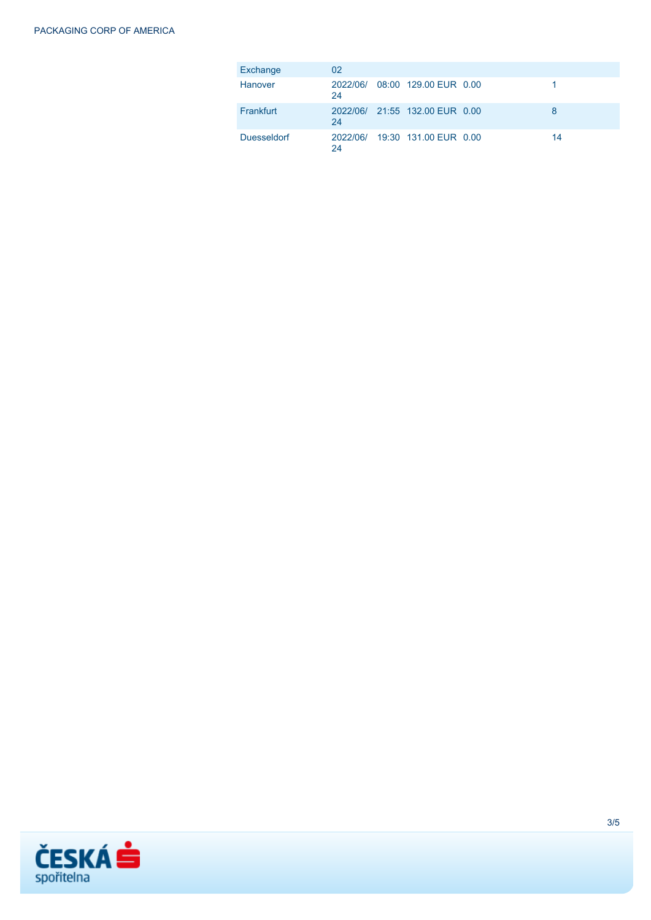| Exchange | 02 | | | | |
|---|---|---|---|---|---|
| Hanover | 2022/06/24 | 08:00 | 129.00 EUR | 0.00 | 1 |
| Frankfurt | 2022/06/24 | 21:55 | 132.00 EUR | 0.00 | 8 |
| Duesseldorf | 2022/06/24 | 19:30 | 131.00 EUR | 0.00 | 14 |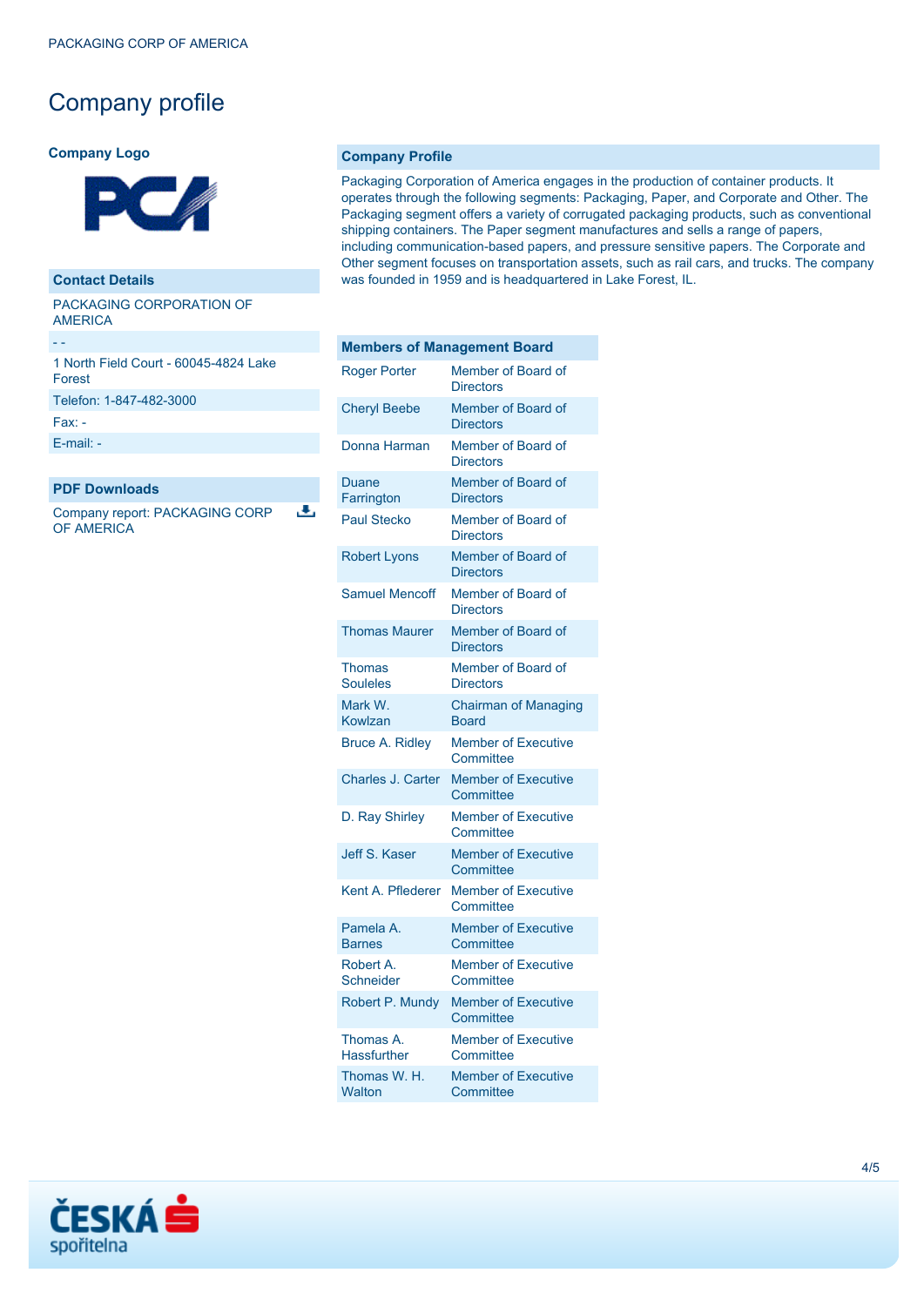# Company profile

**Company Logo**

## Contact Details

PACKAGING CORPORATION OF AMERICA

- -

1 North Field Court - 60045-4824 Lake Forest

Telefon: 1-847-482-3000

Fax: -

E-mail: -

## PDF Downloads

Company report: PACKAGING CORP OF AMERICA

## Company Profile

Packaging Corporation of America engages in the production of container products. It operates through the following segments: Packaging, Paper, and Corporate and Other. The Packaging segment offers a variety of corrugated packaging products, such as conventional shipping containers. The Paper segment manufactures and sells a range of papers, including communication-based papers, and pressure sensitive papers. The Corporate and Other segment focuses on transportation assets, such as rail cars, and trucks. The company was founded in 1959 and is headquartered in Lake Forest, IL.

| Members of Management Board | |
|---|---|
| Roger Porter | Member of Board of Directors |
| Cheryl Beebe | Member of Board of Directors |
| Donna Harman | Member of Board of Directors |
| Duane Farrington | Member of Board of Directors |
| Paul Stecko | Member of Board of Directors |
| Robert Lyons | Member of Board of Directors |
| Samuel Mencoff | Member of Board of Directors |
| Thomas Maurer | Member of Board of Directors |
| Thomas Souleles | Member of Board of Directors |
| Mark W. Kowlzan | Chairman of Managing Board |
| Bruce A. Ridley | Member of Executive Committee |
| Charles J. Carter | Member of Executive Committee |
| D. Ray Shirley | Member of Executive Committee |
| Jeff S. Kaser | Member of Executive Committee |
| Kent A. Pflederer | Member of Executive Committee |
| Pamela A. Barnes | Member of Executive Committee |
| Robert A. Schneider | Member of Executive Committee |
| Robert P. Mundy | Member of Executive Committee |
| Thomas A. Hassfurther | Member of Executive Committee |
| Thomas W. H. Walton | Member of Executive Committee |